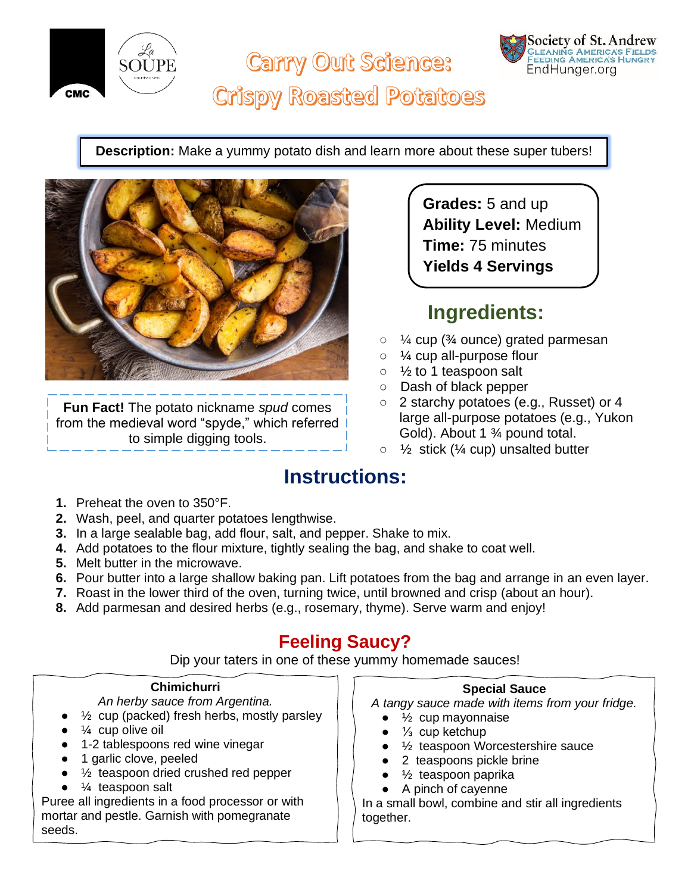# Carry Out Science: Crispy Roasted Potatoes

Society of St. Andrew
Gleaning America's Fields Feeding America's Hungry
EndHunger.org

**Description:** Make a yummy potato dish and learn more about these super tubers!

**Fun Fact!** The potato nickname *spud* comes from the medieval word "spyde," which referred to simple digging tools.

**Grades:** 5 and up
**Ability Level:** Medium
**Time:** 75 minutes
**Yields 4 Servings**

## Ingredients:

- ¼ cup (¾ ounce) grated parmesan
- ¼ cup all-purpose flour
- ½ to 1 teaspoon salt
- Dash of black pepper
- 2 starchy potatoes (e.g., Russet) or 4 large all-purpose potatoes (e.g., Yukon Gold). About 1 ¾ pound total.
- ½ stick (¼ cup) unsalted butter

## Instructions:

1. Preheat the oven to 350°F.
2. Wash, peel, and quarter potatoes lengthwise.
3. In a large sealable bag, add flour, salt, and pepper. Shake to mix.
4. Add potatoes to the flour mixture, tightly sealing the bag, and shake to coat well.
5. Melt butter in the microwave.
6. Pour butter into a large shallow baking pan. Lift potatoes from the bag and arrange in an even layer.
7. Roast in the lower third of the oven, turning twice, until browned and crisp (about an hour).
8. Add parmesan and desired herbs (e.g., rosemary, thyme). Serve warm and enjoy!

## Feeling Saucy?

Dip your taters in one of these yummy homemade sauces!

### Chimichurri

*An herby sauce from Argentina.*

- ½ cup (packed) fresh herbs, mostly parsley
- ¼ cup olive oil
- 1-2 tablespoons red wine vinegar
- 1 garlic clove, peeled
- ½ teaspoon dried crushed red pepper
- ¼ teaspoon salt

Puree all ingredients in a food processor or with mortar and pestle. Garnish with pomegranate seeds.

### Special Sauce

*A tangy sauce made with items from your fridge.*

- ½ cup mayonnaise
- ⅓ cup ketchup
- ½ teaspoon Worcestershire sauce
- 2 teaspoons pickle brine
- ½ teaspoon paprika
- A pinch of cayenne

In a small bowl, combine and stir all ingredients together.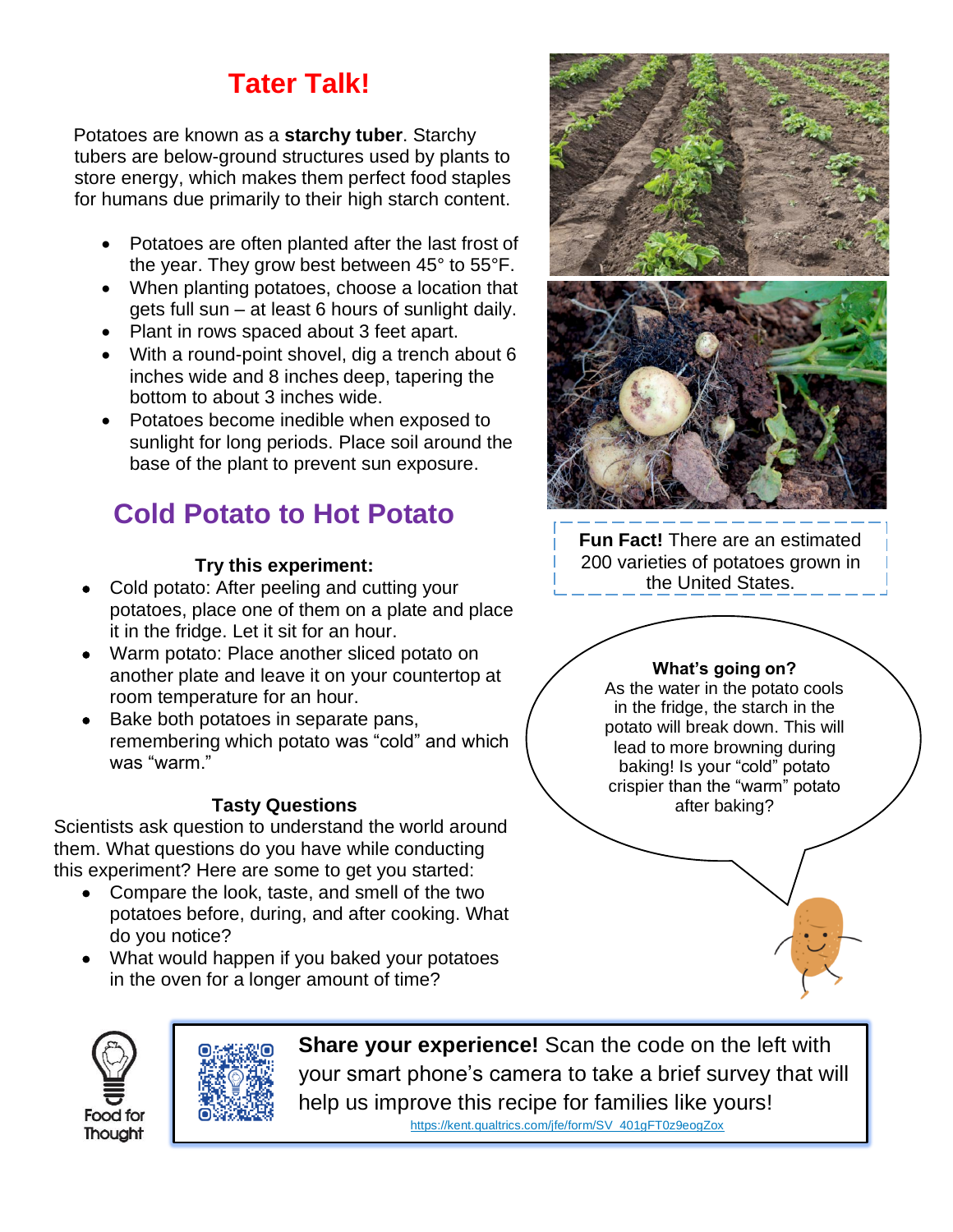# Tater Talk!

Potatoes are known as a **starchy tuber**. Starchy tubers are below-ground structures used by plants to store energy, which makes them perfect food staples for humans due primarily to their high starch content.

- Potatoes are often planted after the last frost of the year. They grow best between 45° to 55°F.
- When planting potatoes, choose a location that gets full sun – at least 6 hours of sunlight daily.
- Plant in rows spaced about 3 feet apart.
- With a round-point shovel, dig a trench about 6 inches wide and 8 inches deep, tapering the bottom to about 3 inches wide.
- Potatoes become inedible when exposed to sunlight for long periods. Place soil around the base of the plant to prevent sun exposure.

**Fun Fact!** There are an estimated 200 varieties of potatoes grown in the United States.

## Cold Potato to Hot Potato

**Try this experiment:**

- Cold potato: After peeling and cutting your potatoes, place one of them on a plate and place it in the fridge. Let it sit for an hour.
- Warm potato: Place another sliced potato on another plate and leave it on your countertop at room temperature for an hour.
- Bake both potatoes in separate pans, remembering which potato was "cold" and which was "warm."

**What's going on?**
As the water in the potato cools in the fridge, the starch in the potato will break down. This will lead to more browning during baking! Is your "cold" potato crispier than the "warm" potato after baking?

**Tasty Questions**

Scientists ask question to understand the world around them. What questions do you have while conducting this experiment? Here are some to get you started:

- Compare the look, taste, and smell of the two potatoes before, during, and after cooking. What do you notice?
- What would happen if you baked your potatoes in the oven for a longer amount of time?

Food for Thought

**Share your experience!** Scan the code on the left with your smart phone's camera to take a brief survey that will help us improve this recipe for families like yours!
https://kent.qualtrics.com/jfe/form/SV_401gFT0z9eogZox